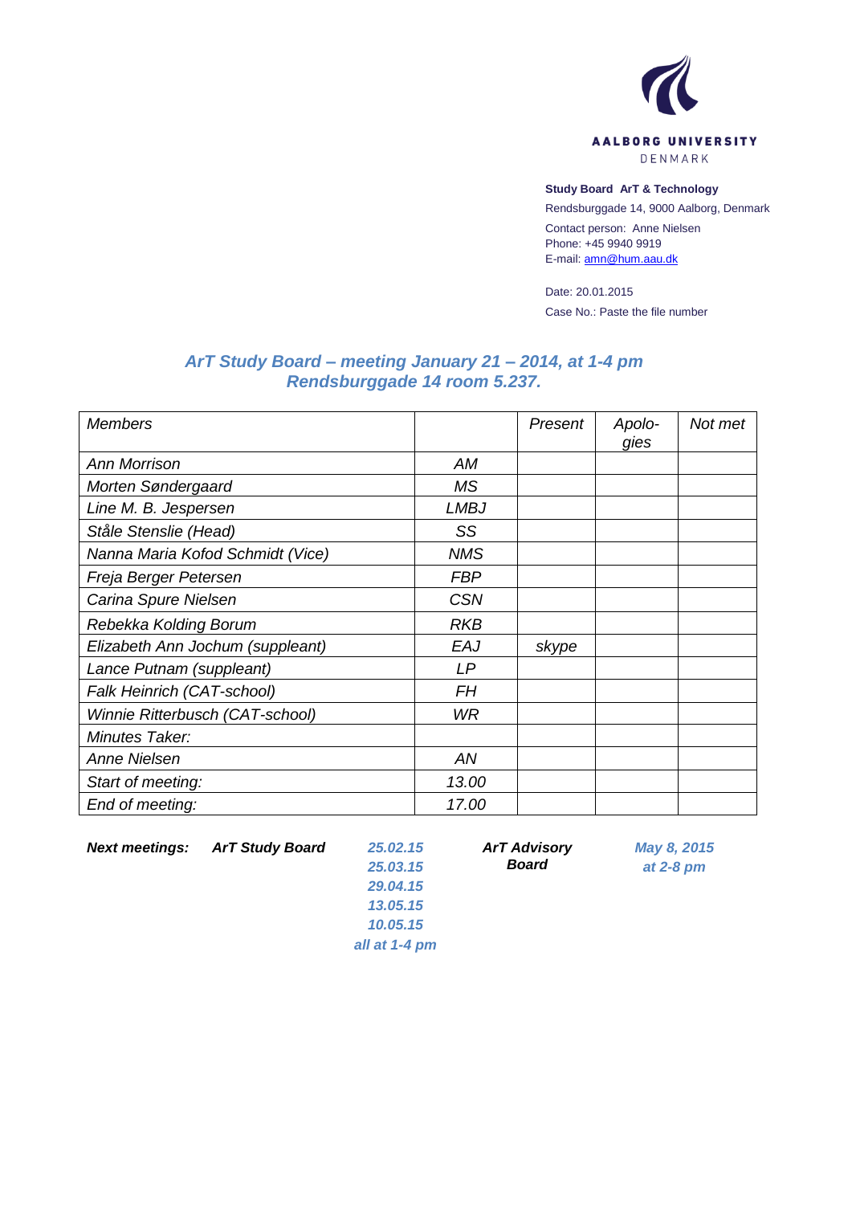AALBORG UNIVERSITY
DENMARK

**Study Board ArT & Technology**
Rendsburggade 14, 9000 Aalborg, Denmark
Contact person: Anne Nielsen
Phone: +45 9940 9919
E-mail: amn@hum.aau.dk

Date: 20.01.2015
Case No.: Paste the file number

## *ArT Study Board – meeting January 21 – 2014, at 1-4 pm Rendsburggade 14 room 5.237.*

| *Members* | | *Present* | *Apolo-gies* | *Not met* |
|---|---|---|---|---|
| *Ann Morrison* | *AM* | | | |
| *Morten Søndergaard* | *MS* | | | |
| *Line M. B. Jespersen* | *LMBJ* | | | |
| *Ståle Stenslie (Head)* | *SS* | | | |
| *Nanna Maria Kofod Schmidt (Vice)* | *NMS* | | | |
| *Freja Berger Petersen* | *FBP* | | | |
| *Carina Spure Nielsen* | *CSN* | | | |
| *Rebekka Kolding Borum* | *RKB* | | | |
| *Elizabeth Ann Jochum (suppleant)* | *EAJ* | *skype* | | |
| *Lance Putnam (suppleant)* | *LP* | | | |
| *Falk Heinrich (CAT-school)* | *FH* | | | |
| *Winnie Ritterbusch (CAT-school)* | *WR* | | | |
| *Minutes Taker:* | | | | |
| *Anne Nielsen* | *AN* | | | |
| *Start of meeting:* | *13.00* | | | |
| *End of meeting:* | *17.00* | | | |

***Next meetings:*** ***ArT Study Board***

***25.02.15***
***25.03.15***
***29.04.15***
***13.05.15***
***10.05.15***
***all at 1-4 pm***

***ArT Advisory Board***

***May 8, 2015 at 2-8 pm***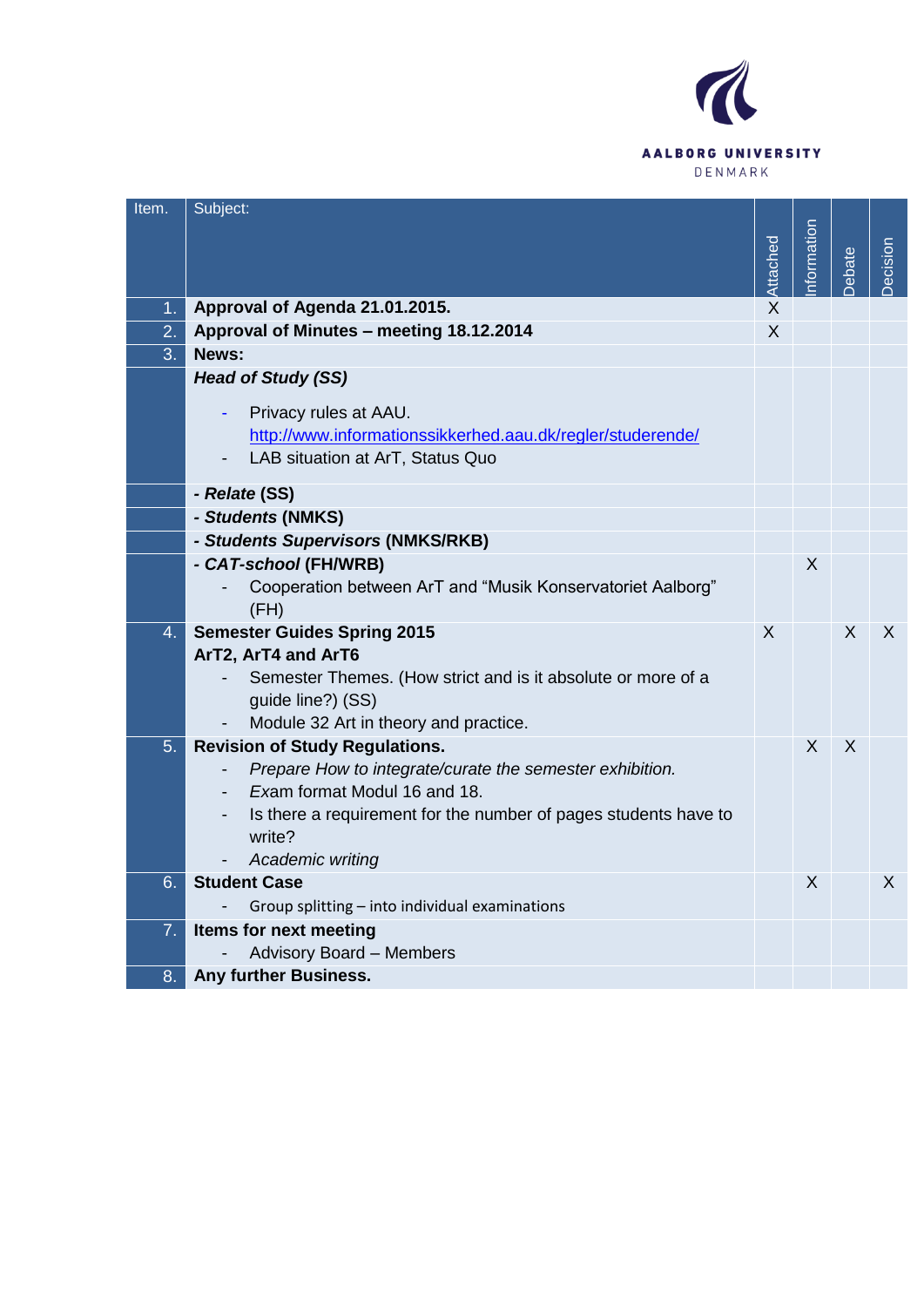AALBORG UNIVERSITY
DENMARK

| Item. | Subject: | Attached | Information | Debate | Decision |
|---|---|---|---|---|---|
| 1. | **Approval of Agenda 21.01.2015.** | X | | | |
| 2. | **Approval of Minutes – meeting 18.12.2014** | X | | | |
| 3. | **News:** | | | | |
| | ***Head of Study (SS)*** <br> - Privacy rules at AAU. http://www.informationssikkerhed.aau.dk/regler/studerende/ <br> - LAB situation at ArT, Status Quo | | | | |
| | **- *Relate* (SS)** | | | | |
| | **- *Students* (NMKS)** | | | | |
| | **- *Students Supervisors* (NMKS/RKB)** | | | | |
| | **- *CAT-school* (FH/WRB)** <br> - Cooperation between ArT and "Musik Konservatoriet Aalborg" (FH) | | X | | |
| 4. | **Semester Guides Spring 2015** <br> **ArT2, ArT4 and ArT6** <br> - Semester Themes. (How strict and is it absolute or more of a guide line?) (SS) <br> - Module 32 Art in theory and practice. | X | | X | X |
| 5. | **Revision of Study Regulations.** <br> - *Prepare How to integrate/curate the semester exhibition.* <br> - Exam format Modul 16 and 18. <br> - Is there a requirement for the number of pages students have to write? <br> - *Academic writing* | | X | X | |
| 6. | **Student Case** <br> - Group splitting – into individual examinations | | X | | X |
| 7. | **Items for next meeting** <br> - Advisory Board – Members | | | | |
| 8. | **Any further Business.** | | | | |